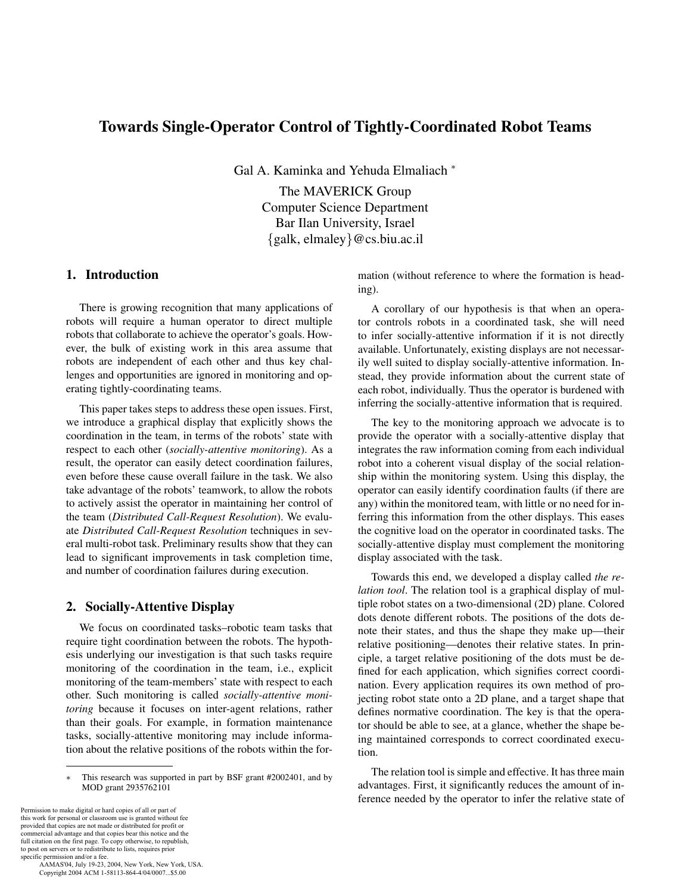# Towards Single-Operator Control of Tightly-Coordinated Robot Teams

Gal A. Kaminka and Yehuda Elmaliach [*]

The MAVERICK Group
Computer Science Department
Bar Ilan University, Israel
{galk, elmaley}@cs.biu.ac.il

## 1. Introduction

There is growing recognition that many applications of robots will require a human operator to direct multiple robots that collaborate to achieve the operator's goals. However, the bulk of existing work in this area assume that robots are independent of each other and thus key challenges and opportunities are ignored in monitoring and operating tightly-coordinating teams.

This paper takes steps to address these open issues. First, we introduce a graphical display that explicitly shows the coordination in the team, in terms of the robots' state with respect to each other (*socially-attentive monitoring*). As a result, the operator can easily detect coordination failures, even before these cause overall failure in the task. We also take advantage of the robots' teamwork, to allow the robots to actively assist the operator in maintaining her control of the team (*Distributed Call-Request Resolution*). We evaluate *Distributed Call-Request Resolution* techniques in several multi-robot task. Preliminary results show that they can lead to significant improvements in task completion time, and number of coordination failures during execution.

## 2. Socially-Attentive Display

We focus on coordinated tasks–robotic team tasks that require tight coordination between the robots. The hypothesis underlying our investigation is that such tasks require monitoring of the coordination in the team, i.e., explicit monitoring of the team-members' state with respect to each other. Such monitoring is called *socially-attentive monitoring* because it focuses on inter-agent relations, rather than their goals. For example, in formation maintenance tasks, socially-attentive monitoring may include information about the relative positions of the robots within the formation (without reference to where the formation is heading).

A corollary of our hypothesis is that when an operator controls robots in a coordinated task, she will need to infer socially-attentive information if it is not directly available. Unfortunately, existing displays are not necessarily well suited to display socially-attentive information. Instead, they provide information about the current state of each robot, individually. Thus the operator is burdened with inferring the socially-attentive information that is required.

The key to the monitoring approach we advocate is to provide the operator with a socially-attentive display that integrates the raw information coming from each individual robot into a coherent visual display of the social relationship within the monitoring system. Using this display, the operator can easily identify coordination faults (if there are any) within the monitored team, with little or no need for inferring this information from the other displays. This eases the cognitive load on the operator in coordinated tasks. The socially-attentive display must complement the monitoring display associated with the task.

Towards this end, we developed a display called *the relation tool*. The relation tool is a graphical display of multiple robot states on a two-dimensional (2D) plane. Colored dots denote different robots. The positions of the dots denote their states, and thus the shape they make up—their relative positioning—denotes their relative states. In principle, a target relative positioning of the dots must be defined for each application, which signifies correct coordination. Every application requires its own method of projecting robot state onto a 2D plane, and a target shape that defines normative coordination. The key is that the operator should be able to see, at a glance, whether the shape being maintained corresponds to correct coordinated execution.

The relation tool is simple and effective. It has three main advantages. First, it significantly reduces the amount of inference needed by the operator to infer the relative state of

[*] This research was supported in part by BSF grant #2002401, and by MOD grant 2935762101

Permission to make digital or hard copies of all or part of this work for personal or classroom use is granted without fee provided that copies are not made or distributed for profit or commercial advantage and that copies bear this notice and the full citation on the first page. To copy otherwise, to republish, to post on servers or to redistribute to lists, requires prior specific permission and/or a fee.
AAMAS'04, July 19-23, 2004, New York, New York, USA.
Copyright 2004 ACM 1-58113-864-4/04/0007...$5.00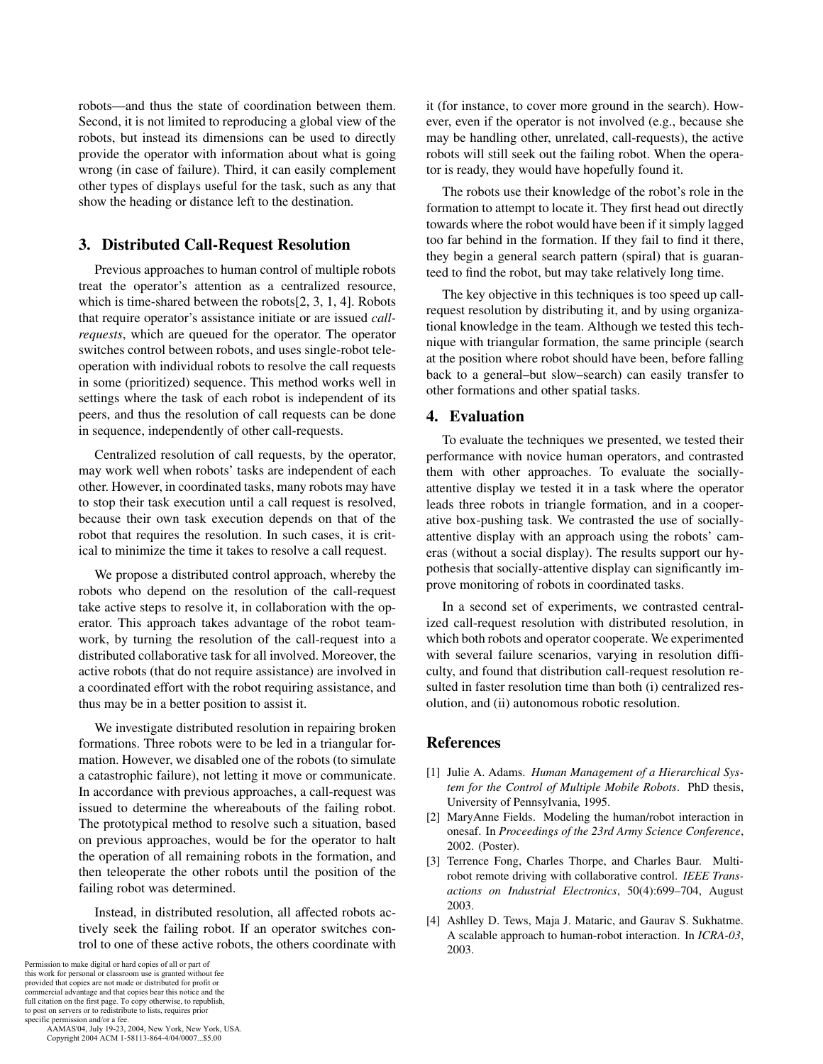robots—and thus the state of coordination between them. Second, it is not limited to reproducing a global view of the robots, but instead its dimensions can be used to directly provide the operator with information about what is going wrong (in case of failure). Third, it can easily complement other types of displays useful for the task, such as any that show the heading or distance left to the destination.

## 3. Distributed Call-Request Resolution

Previous approaches to human control of multiple robots treat the operator's attention as a centralized resource, which is time-shared between the robots[2, 3, 1, 4]. Robots that require operator's assistance initiate or are issued *call-requests*, which are queued for the operator. The operator switches control between robots, and uses single-robot teleoperation with individual robots to resolve the call requests in some (prioritized) sequence. This method works well in settings where the task of each robot is independent of its peers, and thus the resolution of call requests can be done in sequence, independently of other call-requests.

Centralized resolution of call requests, by the operator, may work well when robots' tasks are independent of each other. However, in coordinated tasks, many robots may have to stop their task execution until a call request is resolved, because their own task execution depends on that of the robot that requires the resolution. In such cases, it is critical to minimize the time it takes to resolve a call request.

We propose a distributed control approach, whereby the robots who depend on the resolution of the call-request take active steps to resolve it, in collaboration with the operator. This approach takes advantage of the robot teamwork, by turning the resolution of the call-request into a distributed collaborative task for all involved. Moreover, the active robots (that do not require assistance) are involved in a coordinated effort with the robot requiring assistance, and thus may be in a better position to assist it.

We investigate distributed resolution in repairing broken formations. Three robots were to be led in a triangular formation. However, we disabled one of the robots (to simulate a catastrophic failure), not letting it move or communicate. In accordance with previous approaches, a call-request was issued to determine the whereabouts of the failing robot. The prototypical method to resolve such a situation, based on previous approaches, would be for the operator to halt the operation of all remaining robots in the formation, and then teleoperate the other robots until the position of the failing robot was determined.

Instead, in distributed resolution, all affected robots actively seek the failing robot. If an operator switches control to one of these active robots, the others coordinate with it (for instance, to cover more ground in the search). However, even if the operator is not involved (e.g., because she may be handling other, unrelated, call-requests), the active robots will still seek out the failing robot. When the operator is ready, they would have hopefully found it.

The robots use their knowledge of the robot's role in the formation to attempt to locate it. They first head out directly towards where the robot would have been if it simply lagged too far behind in the formation. If they fail to find it there, they begin a general search pattern (spiral) that is guaranteed to find the robot, but may take relatively long time.

The key objective in this techniques is too speed up call-request resolution by distributing it, and by using organizational knowledge in the team. Although we tested this technique with triangular formation, the same principle (search at the position where robot should have been, before falling back to a general–but slow–search) can easily transfer to other formations and other spatial tasks.

## 4. Evaluation

To evaluate the techniques we presented, we tested their performance with novice human operators, and contrasted them with other approaches. To evaluate the socially-attentive display we tested it in a task where the operator leads three robots in triangle formation, and in a cooperative box-pushing task. We contrasted the use of socially-attentive display with an approach using the robots' cameras (without a social display). The results support our hypothesis that socially-attentive display can significantly improve monitoring of robots in coordinated tasks.

In a second set of experiments, we contrasted centralized call-request resolution with distributed resolution, in which both robots and operator cooperate. We experimented with several failure scenarios, varying in resolution difficulty, and found that distribution call-request resolution resulted in faster resolution time than both (i) centralized resolution, and (ii) autonomous robotic resolution.

## References

[1] Julie A. Adams. *Human Management of a Hierarchical System for the Control of Multiple Mobile Robots*. PhD thesis, University of Pennsylvania, 1995.

[2] MaryAnne Fields. Modeling the human/robot interaction in onesaf. In *Proceedings of the 23rd Army Science Conference*, 2002. (Poster).

[3] Terrence Fong, Charles Thorpe, and Charles Baur. Multi-robot remote driving with collaborative control. *IEEE Transactions on Industrial Electronics*, 50(4):699–704, August 2003.

[4] Ashlley D. Tews, Maja J. Mataric, and Gaurav S. Sukhatme. A scalable approach to human-robot interaction. In *ICRA-03*, 2003.

Permission to make digital or hard copies of all or part of this work for personal or classroom use is granted without fee provided that copies are not made or distributed for profit or commercial advantage and that copies bear this notice and the full citation on the first page. To copy otherwise, to republish, to post on servers or to redistribute to lists, requires prior specific permission and/or a fee.
AAMAS'04, July 19-23, 2004, New York, New York, USA.
Copyright 2004 ACM 1-58113-864-4/04/0007...$5.00